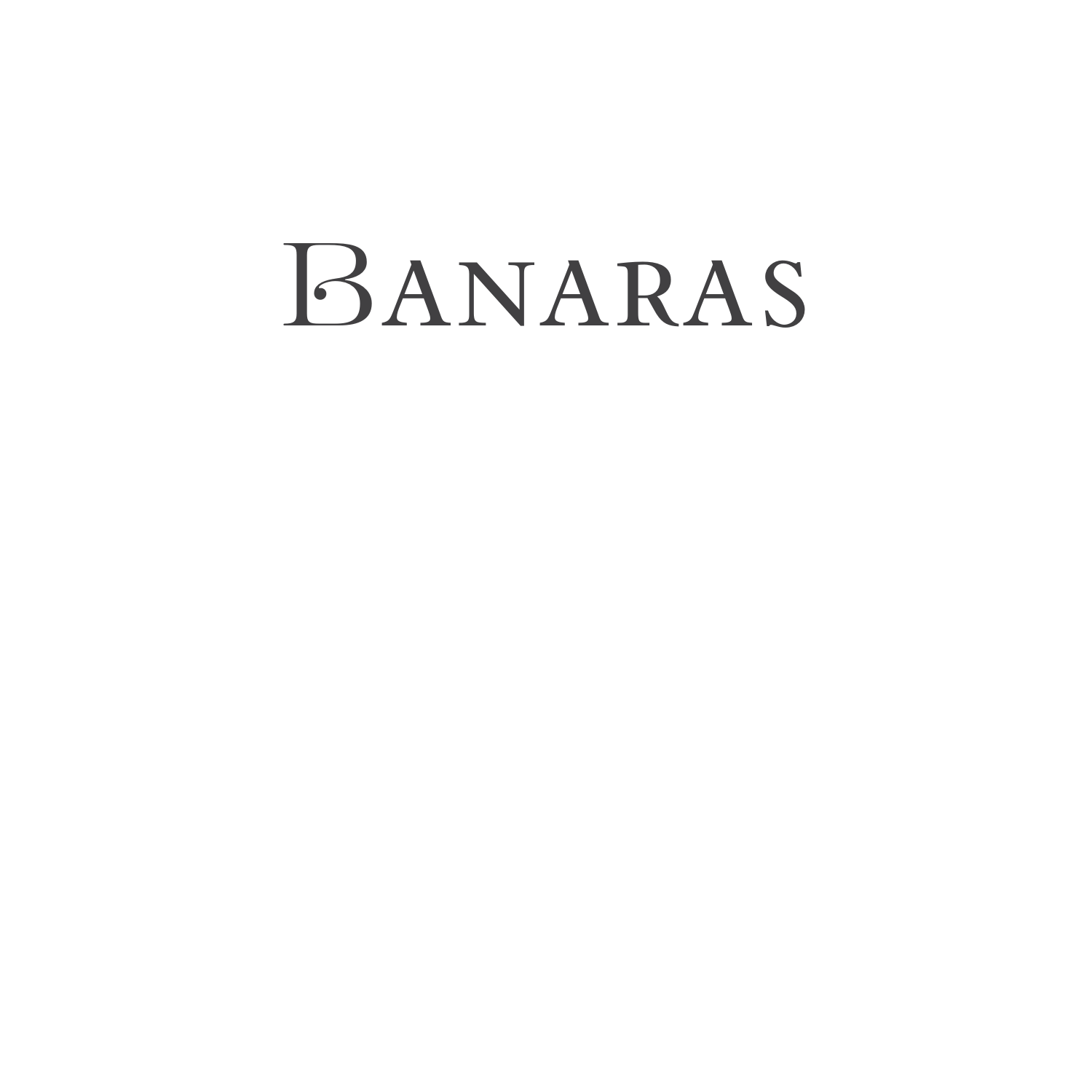# Banaras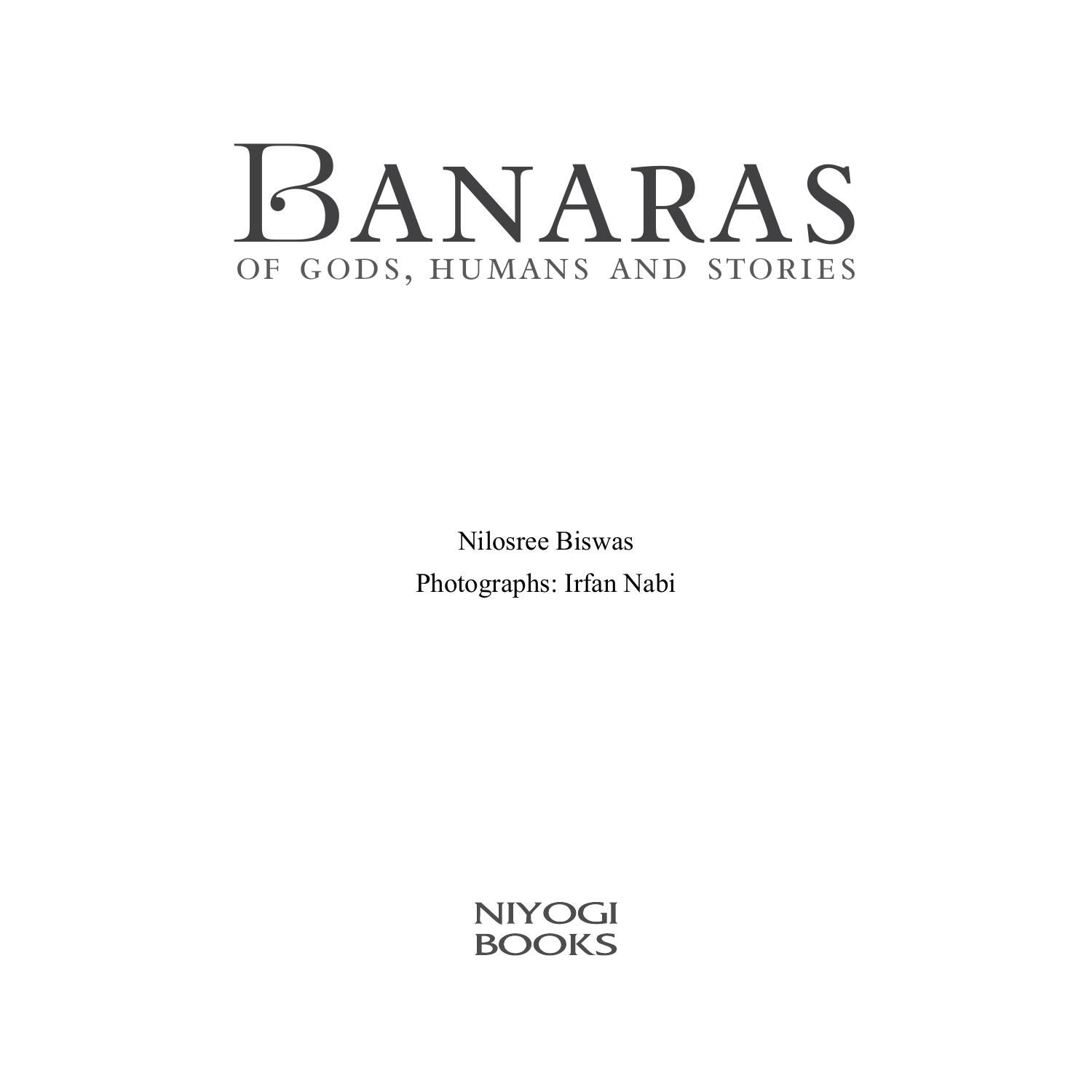# BANARAS

## OF GODS, HUMANS AND STORIES

Nilosree Biswas

Photographs: Irfan Nabi

NIYOGI BOOKS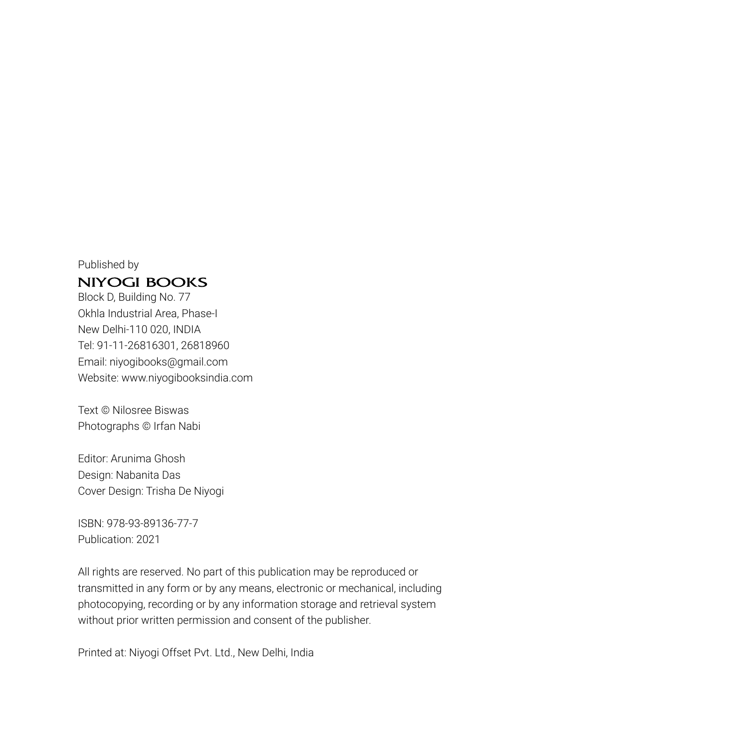Published by

**NIYOGI BOOKS**

Block D, Building No. 77
Okhla Industrial Area, Phase-I
New Delhi-110 020, INDIA
Tel: 91-11-26816301, 26818960
Email: niyogibooks@gmail.com
Website: www.niyogibooksindia.com

Text © Nilosree Biswas
Photographs © Irfan Nabi

Editor: Arunima Ghosh
Design: Nabanita Das
Cover Design: Trisha De Niyogi

ISBN: 978-93-89136-77-7
Publication: 2021

All rights are reserved. No part of this publication may be reproduced or transmitted in any form or by any means, electronic or mechanical, including photocopying, recording or by any information storage and retrieval system without prior written permission and consent of the publisher.

Printed at: Niyogi Offset Pvt. Ltd., New Delhi, India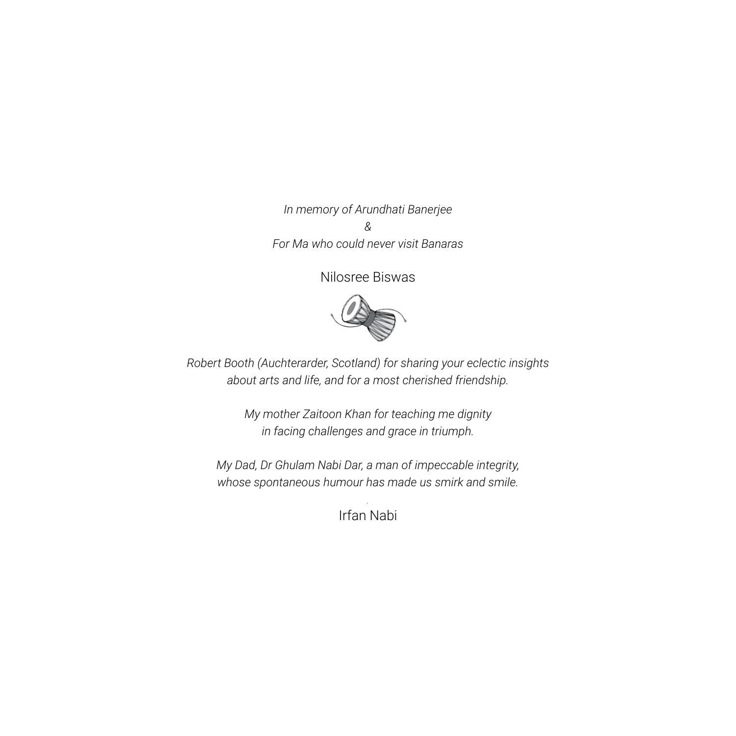*In memory of Arundhati Banerjee*
*&*
*For Ma who could never visit Banaras*

Nilosree Biswas

*Robert Booth (Auchterarder, Scotland) for sharing your eclectic insights about arts and life, and for a most cherished friendship.*

*My mother Zaitoon Khan for teaching me dignity in facing challenges and grace in triumph.*

*My Dad, Dr Ghulam Nabi Dar, a man of impeccable integrity, whose spontaneous humour has made us smirk and smile.*

Irfan Nabi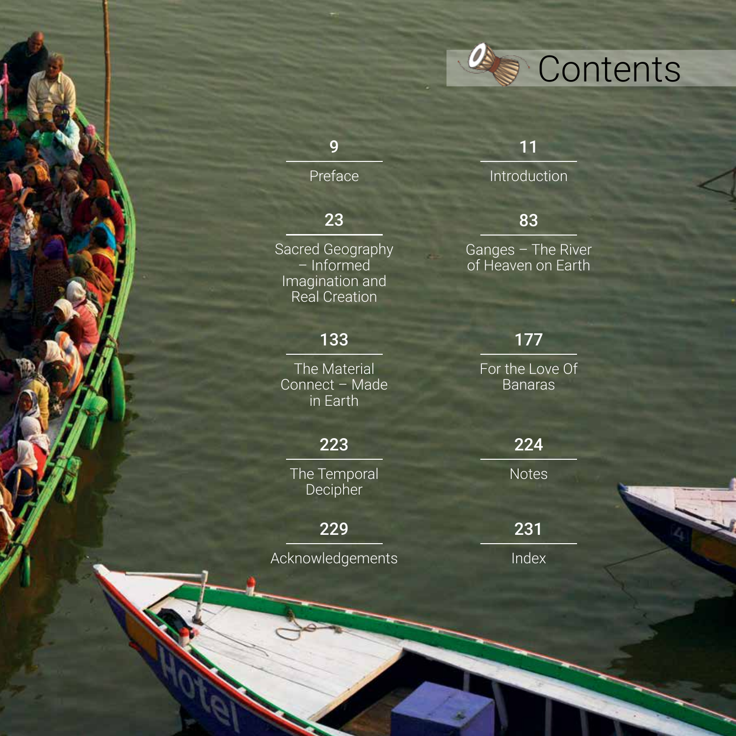# Contents

9 — Preface

11 — Introduction

23 — Sacred Geography – Informed Imagination and Real Creation

83 — Ganges – The River of Heaven on Earth

133 — The Material Connect – Made in Earth

177 — For the Love Of Banaras

223 — The Temporal Decipher

224 — Notes

229 — Acknowledgements

231 — Index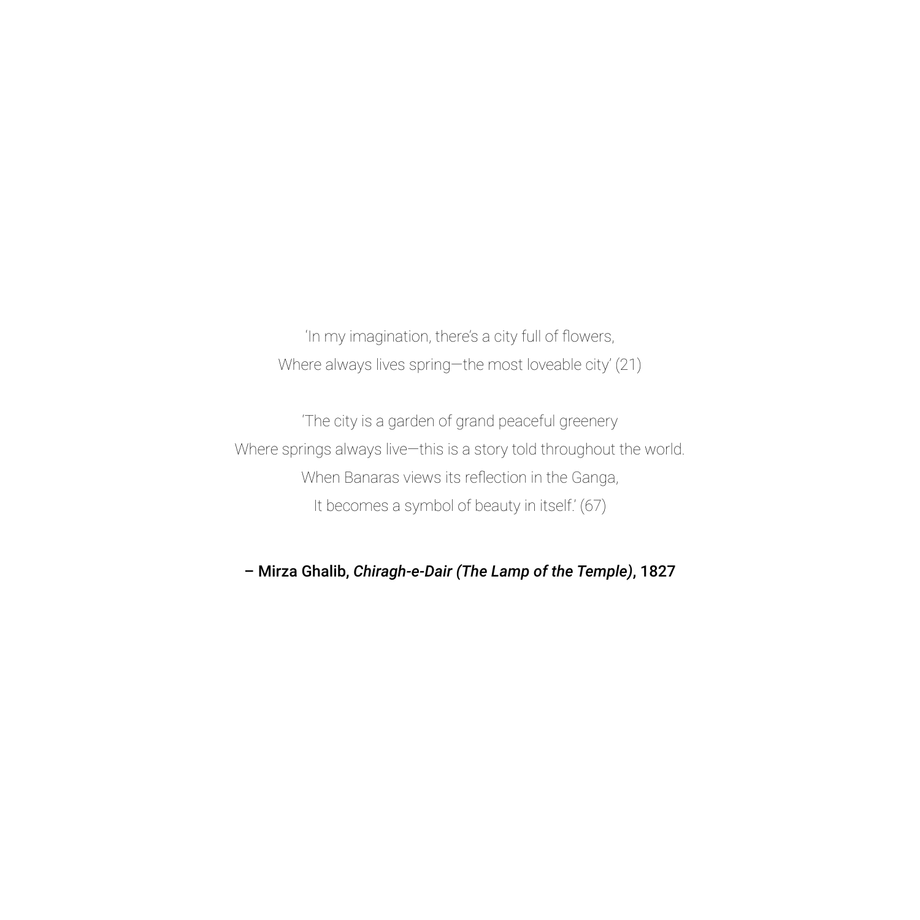'In my imagination, there's a city full of flowers,
Where always lives spring—the most loveable city' (21)

'The city is a garden of grand peaceful greenery
Where springs always live—this is a story told throughout the world.
When Banaras views its reflection in the Ganga,
It becomes a symbol of beauty in itself.' (67)

**– Mirza Ghalib, *Chiragh-e-Dair (The Lamp of the Temple)*, 1827**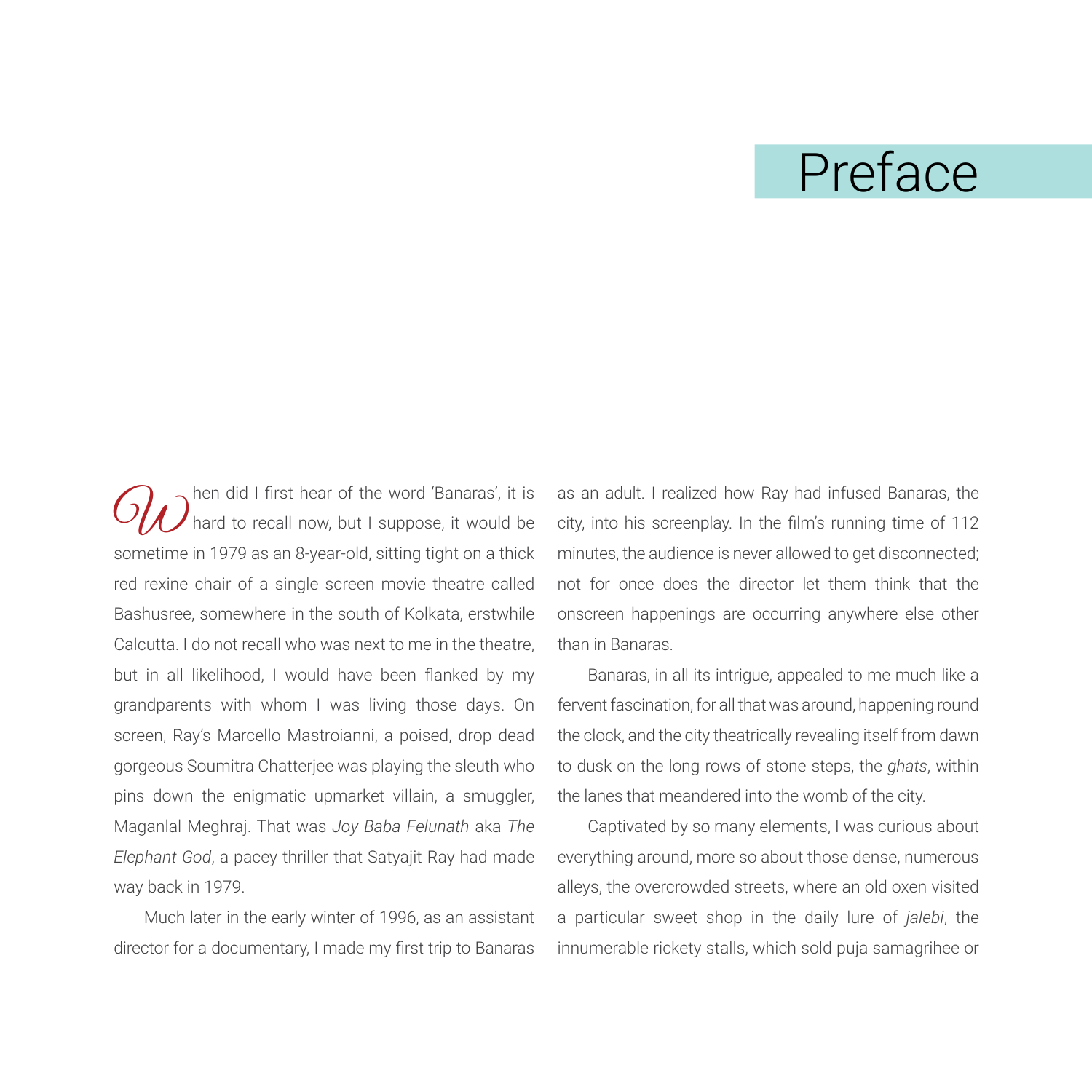# Preface

When did I first hear of the word 'Banaras', it is hard to recall now, but I suppose, it would be sometime in 1979 as an 8-year-old, sitting tight on a thick red rexine chair of a single screen movie theatre called Bashusree, somewhere in the south of Kolkata, erstwhile Calcutta. I do not recall who was next to me in the theatre, but in all likelihood, I would have been flanked by my grandparents with whom I was living those days. On screen, Ray's Marcello Mastroianni, a poised, drop dead gorgeous Soumitra Chatterjee was playing the sleuth who pins down the enigmatic upmarket villain, a smuggler, Maganlal Meghraj. That was *Joy Baba Felunath* aka *The Elephant God*, a pacey thriller that Satyajit Ray had made way back in 1979.

Much later in the early winter of 1996, as an assistant director for a documentary, I made my first trip to Banaras as an adult. I realized how Ray had infused Banaras, the city, into his screenplay. In the film's running time of 112 minutes, the audience is never allowed to get disconnected; not for once does the director let them think that the onscreen happenings are occurring anywhere else other than in Banaras.

Banaras, in all its intrigue, appealed to me much like a fervent fascination, for all that was around, happening round the clock, and the city theatrically revealing itself from dawn to dusk on the long rows of stone steps, the *ghats*, within the lanes that meandered into the womb of the city.

Captivated by so many elements, I was curious about everything around, more so about those dense, numerous alleys, the overcrowded streets, where an old oxen visited a particular sweet shop in the daily lure of *jalebi*, the innumerable rickety stalls, which sold puja samagrihee or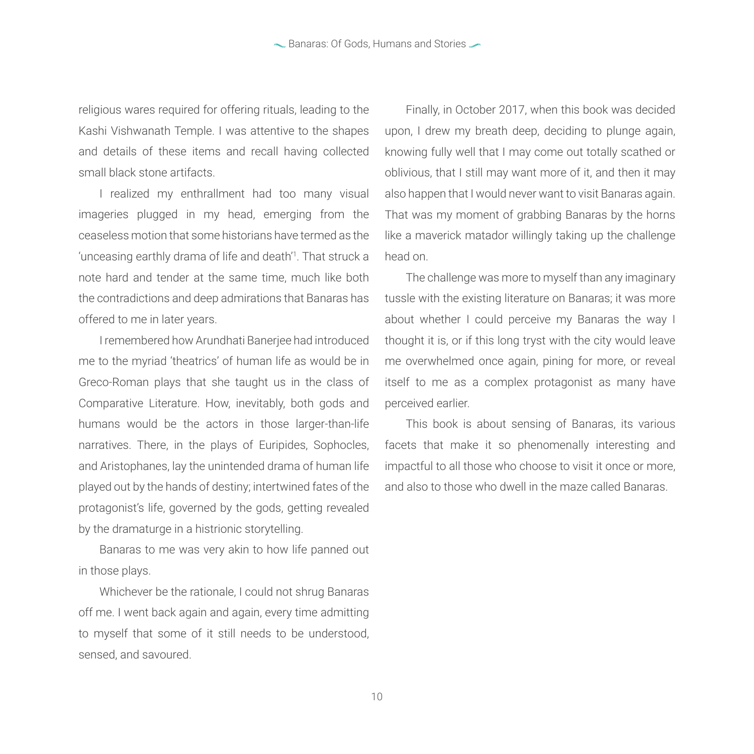religious wares required for offering rituals, leading to the Kashi Vishwanath Temple. I was attentive to the shapes and details of these items and recall having collected small black stone artifacts.

I realized my enthrallment had too many visual imageries plugged in my head, emerging from the ceaseless motion that some historians have termed as the 'unceasing earthly drama of life and death'[1]. That struck a note hard and tender at the same time, much like both the contradictions and deep admirations that Banaras has offered to me in later years.

I remembered how Arundhati Banerjee had introduced me to the myriad 'theatrics' of human life as would be in Greco-Roman plays that she taught us in the class of Comparative Literature. How, inevitably, both gods and humans would be the actors in those larger-than-life narratives. There, in the plays of Euripides, Sophocles, and Aristophanes, lay the unintended drama of human life played out by the hands of destiny; intertwined fates of the protagonist's life, governed by the gods, getting revealed by the dramaturge in a histrionic storytelling.

Banaras to me was very akin to how life panned out in those plays.

Whichever be the rationale, I could not shrug Banaras off me. I went back again and again, every time admitting to myself that some of it still needs to be understood, sensed, and savoured.

Finally, in October 2017, when this book was decided upon, I drew my breath deep, deciding to plunge again, knowing fully well that I may come out totally scathed or oblivious, that I still may want more of it, and then it may also happen that I would never want to visit Banaras again. That was my moment of grabbing Banaras by the horns like a maverick matador willingly taking up the challenge head on.

The challenge was more to myself than any imaginary tussle with the existing literature on Banaras; it was more about whether I could perceive my Banaras the way I thought it is, or if this long tryst with the city would leave me overwhelmed once again, pining for more, or reveal itself to me as a complex protagonist as many have perceived earlier.

This book is about sensing of Banaras, its various facets that make it so phenomenally interesting and impactful to all those who choose to visit it once or more, and also to those who dwell in the maze called Banaras.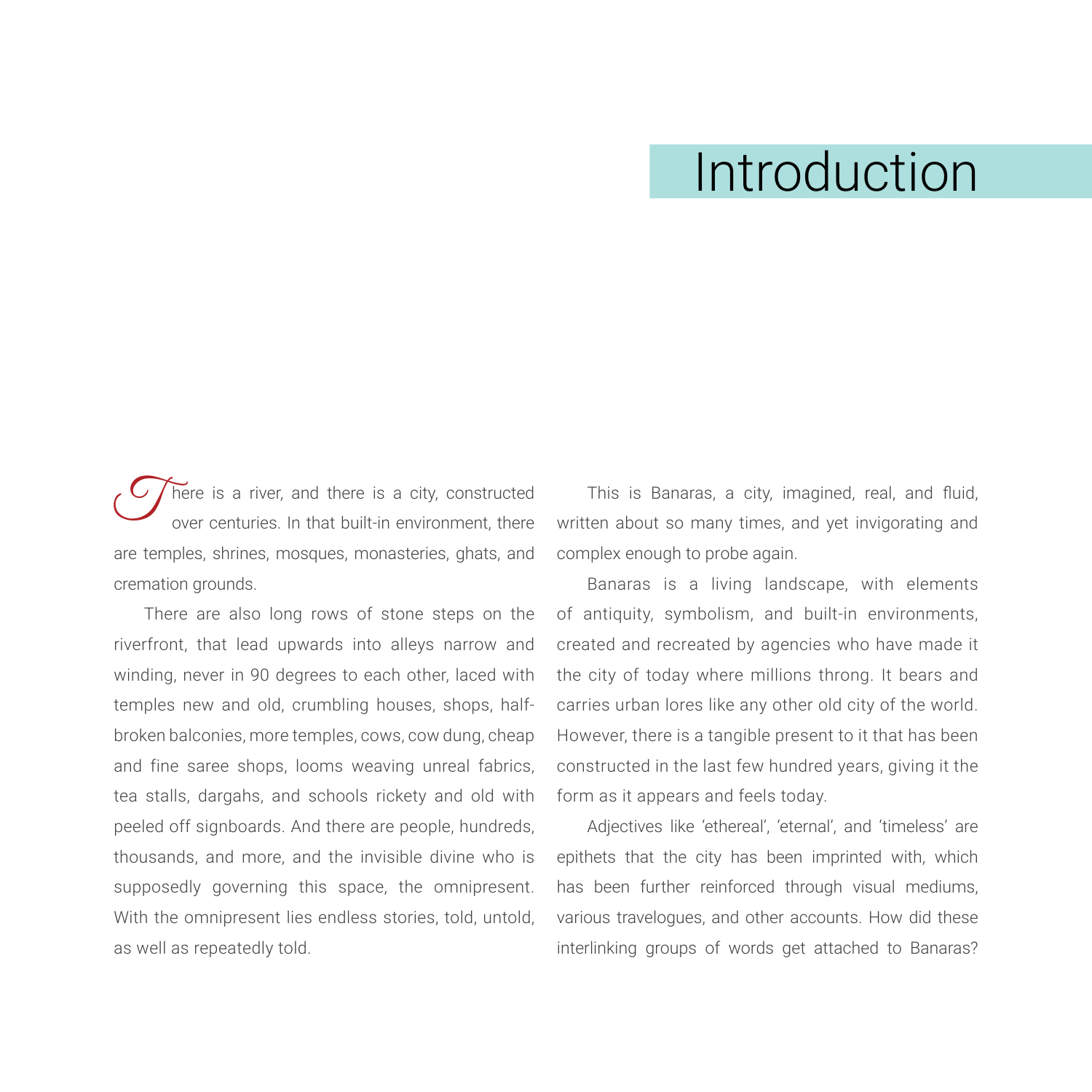# Introduction

There is a river, and there is a city, constructed over centuries. In that built-in environment, there are temples, shrines, mosques, monasteries, ghats, and cremation grounds.

There are also long rows of stone steps on the riverfront, that lead upwards into alleys narrow and winding, never in 90 degrees to each other, laced with temples new and old, crumbling houses, shops, half-broken balconies, more temples, cows, cow dung, cheap and fine saree shops, looms weaving unreal fabrics, tea stalls, dargahs, and schools rickety and old with peeled off signboards. And there are people, hundreds, thousands, and more, and the invisible divine who is supposedly governing this space, the omnipresent. With the omnipresent lies endless stories, told, untold, as well as repeatedly told.

This is Banaras, a city, imagined, real, and fluid, written about so many times, and yet invigorating and complex enough to probe again.

Banaras is a living landscape, with elements of antiquity, symbolism, and built-in environments, created and recreated by agencies who have made it the city of today where millions throng. It bears and carries urban lores like any other old city of the world. However, there is a tangible present to it that has been constructed in the last few hundred years, giving it the form as it appears and feels today.

Adjectives like 'ethereal', 'eternal', and 'timeless' are epithets that the city has been imprinted with, which has been further reinforced through visual mediums, various travelogues, and other accounts. How did these interlinking groups of words get attached to Banaras?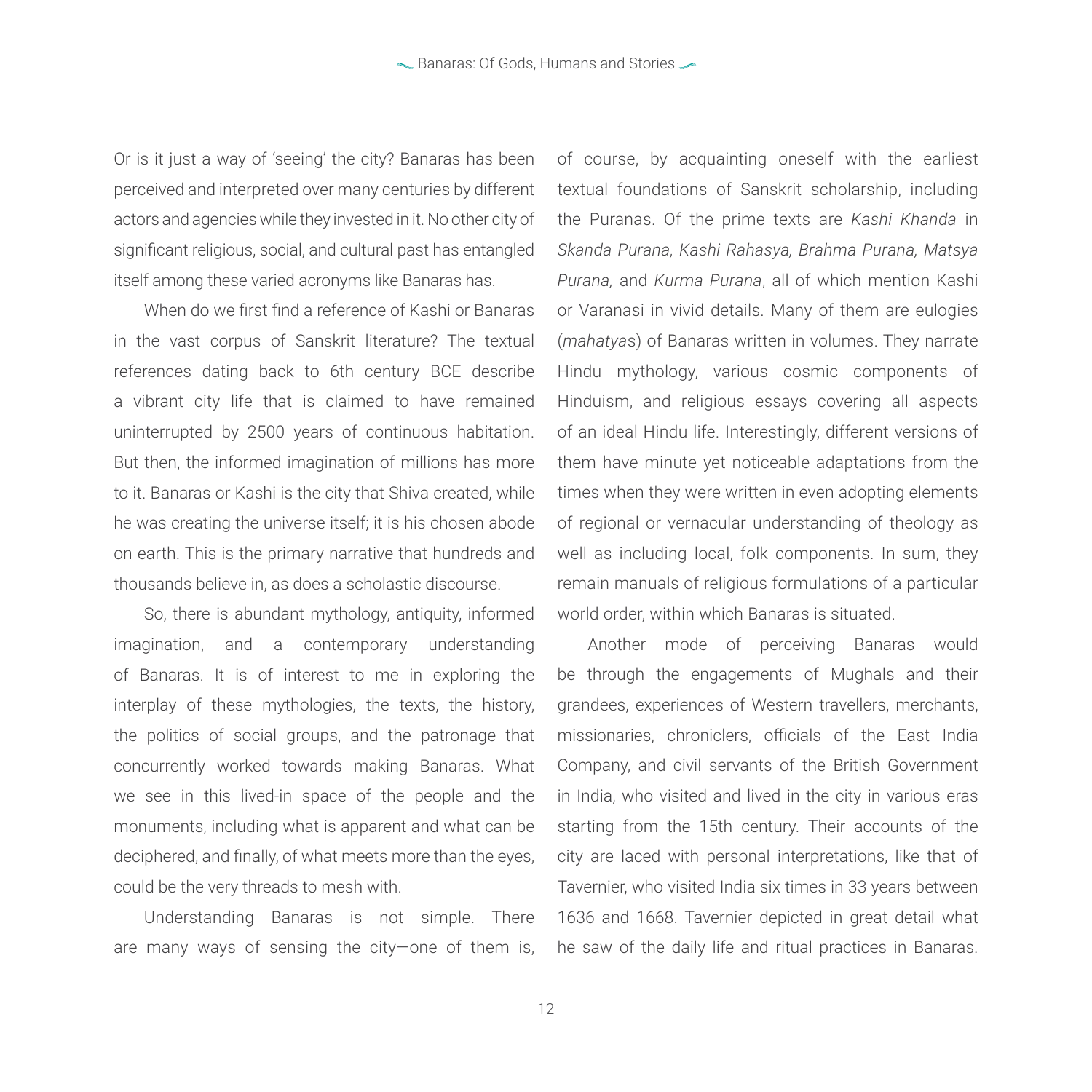Or is it just a way of 'seeing' the city? Banaras has been perceived and interpreted over many centuries by different actors and agencies while they invested in it. No other city of significant religious, social, and cultural past has entangled itself among these varied acronyms like Banaras has.

When do we first find a reference of Kashi or Banaras in the vast corpus of Sanskrit literature? The textual references dating back to 6th century BCE describe a vibrant city life that is claimed to have remained uninterrupted by 2500 years of continuous habitation. But then, the informed imagination of millions has more to it. Banaras or Kashi is the city that Shiva created, while he was creating the universe itself; it is his chosen abode on earth. This is the primary narrative that hundreds and thousands believe in, as does a scholastic discourse.

So, there is abundant mythology, antiquity, informed imagination, and a contemporary understanding of Banaras. It is of interest to me in exploring the interplay of these mythologies, the texts, the history, the politics of social groups, and the patronage that concurrently worked towards making Banaras. What we see in this lived-in space of the people and the monuments, including what is apparent and what can be deciphered, and finally, of what meets more than the eyes, could be the very threads to mesh with.

Understanding Banaras is not simple. There are many ways of sensing the city—one of them is, of course, by acquainting oneself with the earliest textual foundations of Sanskrit scholarship, including the Puranas. Of the prime texts are *Kashi Khanda* in *Skanda Purana, Kashi Rahasya, Brahma Purana, Matsya Purana,* and *Kurma Purana*, all of which mention Kashi or Varanasi in vivid details. Many of them are eulogies (*mahatya*s) of Banaras written in volumes. They narrate Hindu mythology, various cosmic components of Hinduism, and religious essays covering all aspects of an ideal Hindu life. Interestingly, different versions of them have minute yet noticeable adaptations from the times when they were written in even adopting elements of regional or vernacular understanding of theology as well as including local, folk components. In sum, they remain manuals of religious formulations of a particular world order, within which Banaras is situated.

Another mode of perceiving Banaras would be through the engagements of Mughals and their grandees, experiences of Western travellers, merchants, missionaries, chroniclers, officials of the East India Company, and civil servants of the British Government in India, who visited and lived in the city in various eras starting from the 15th century. Their accounts of the city are laced with personal interpretations, like that of Tavernier, who visited India six times in 33 years between 1636 and 1668. Tavernier depicted in great detail what he saw of the daily life and ritual practices in Banaras.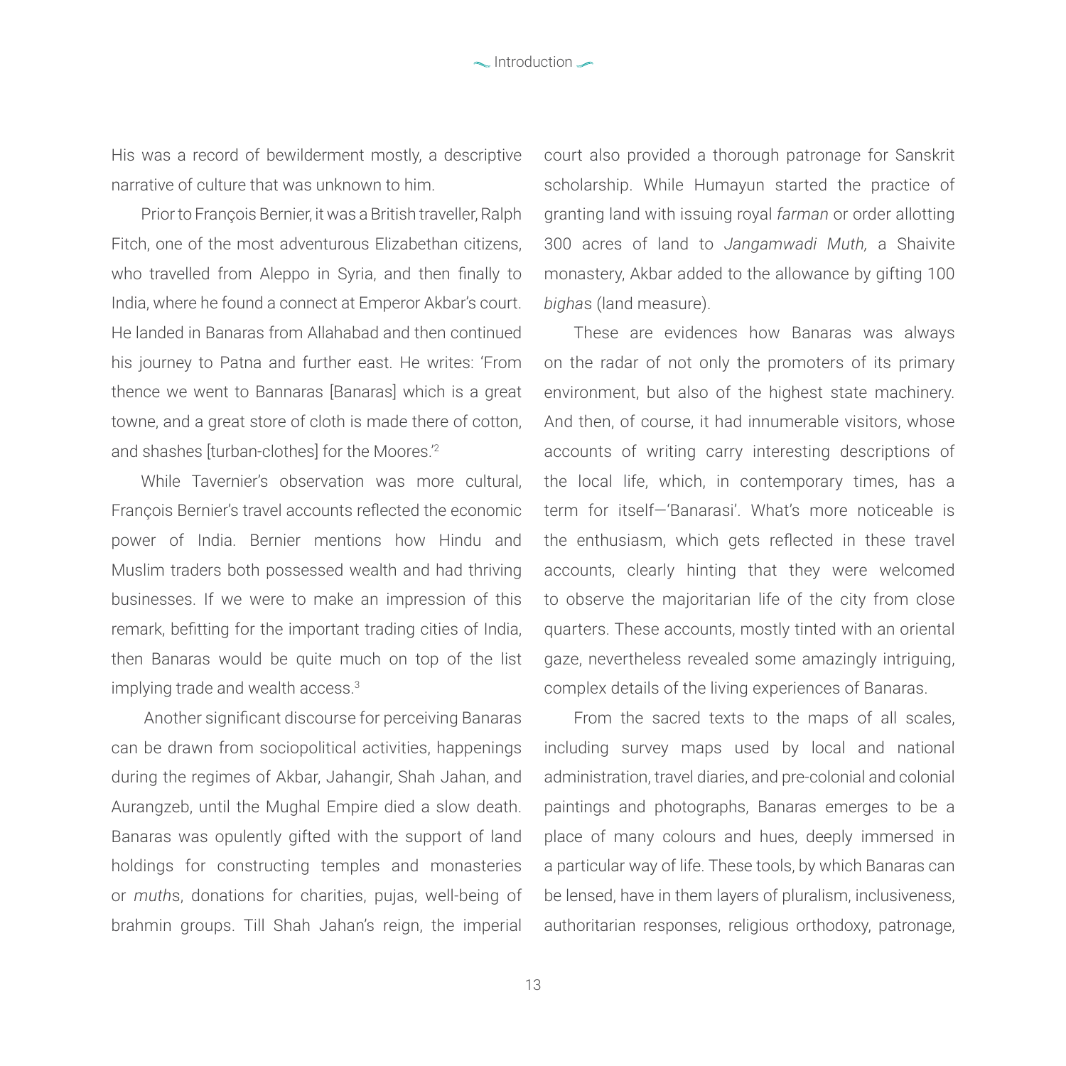His was a record of bewilderment mostly, a descriptive narrative of culture that was unknown to him.

Prior to François Bernier, it was a British traveller, Ralph Fitch, one of the most adventurous Elizabethan citizens, who travelled from Aleppo in Syria, and then finally to India, where he found a connect at Emperor Akbar's court. He landed in Banaras from Allahabad and then continued his journey to Patna and further east. He writes: 'From thence we went to Bannaras [Banaras] which is a great towne, and a great store of cloth is made there of cotton, and shashes [turban-clothes] for the Moores.'[2]

While Tavernier's observation was more cultural, François Bernier's travel accounts reflected the economic power of India. Bernier mentions how Hindu and Muslim traders both possessed wealth and had thriving businesses. If we were to make an impression of this remark, befitting for the important trading cities of India, then Banaras would be quite much on top of the list implying trade and wealth access.[3]

Another significant discourse for perceiving Banaras can be drawn from sociopolitical activities, happenings during the regimes of Akbar, Jahangir, Shah Jahan, and Aurangzeb, until the Mughal Empire died a slow death. Banaras was opulently gifted with the support of land holdings for constructing temples and monasteries or *muth*s, donations for charities, pujas, well-being of brahmin groups. Till Shah Jahan's reign, the imperial court also provided a thorough patronage for Sanskrit scholarship. While Humayun started the practice of granting land with issuing royal *farman* or order allotting 300 acres of land to *Jangamwadi Muth,* a Shaivite monastery, Akbar added to the allowance by gifting 100 *bigha*s (land measure).

These are evidences how Banaras was always on the radar of not only the promoters of its primary environment, but also of the highest state machinery. And then, of course, it had innumerable visitors, whose accounts of writing carry interesting descriptions of the local life, which, in contemporary times, has a term for itself—'Banarasi'. What's more noticeable is the enthusiasm, which gets reflected in these travel accounts, clearly hinting that they were welcomed to observe the majoritarian life of the city from close quarters. These accounts, mostly tinted with an oriental gaze, nevertheless revealed some amazingly intriguing, complex details of the living experiences of Banaras.

From the sacred texts to the maps of all scales, including survey maps used by local and national administration, travel diaries, and pre-colonial and colonial paintings and photographs, Banaras emerges to be a place of many colours and hues, deeply immersed in a particular way of life. These tools, by which Banaras can be lensed, have in them layers of pluralism, inclusiveness, authoritarian responses, religious orthodoxy, patronage,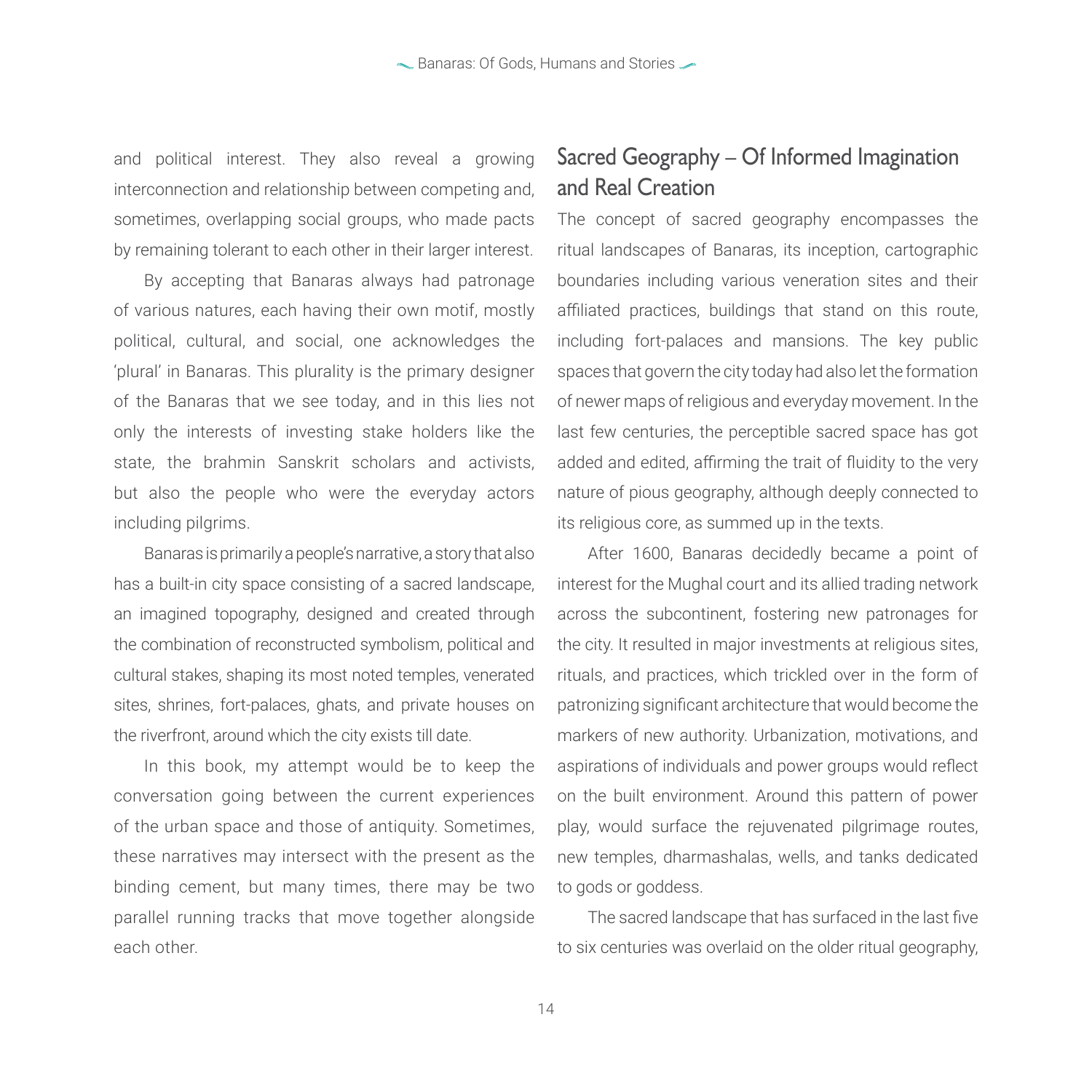and political interest. They also reveal a growing interconnection and relationship between competing and, sometimes, overlapping social groups, who made pacts by remaining tolerant to each other in their larger interest.

By accepting that Banaras always had patronage of various natures, each having their own motif, mostly political, cultural, and social, one acknowledges the 'plural' in Banaras. This plurality is the primary designer of the Banaras that we see today, and in this lies not only the interests of investing stake holders like the state, the brahmin Sanskrit scholars and activists, but also the people who were the everyday actors including pilgrims.

Banaras is primarily a people's narrative, a story that also has a built-in city space consisting of a sacred landscape, an imagined topography, designed and created through the combination of reconstructed symbolism, political and cultural stakes, shaping its most noted temples, venerated sites, shrines, fort-palaces, ghats, and private houses on the riverfront, around which the city exists till date.

In this book, my attempt would be to keep the conversation going between the current experiences of the urban space and those of antiquity. Sometimes, these narratives may intersect with the present as the binding cement, but many times, there may be two parallel running tracks that move together alongside each other.

## Sacred Geography – Of Informed Imagination and Real Creation

The concept of sacred geography encompasses the ritual landscapes of Banaras, its inception, cartographic boundaries including various veneration sites and their affiliated practices, buildings that stand on this route, including fort-palaces and mansions. The key public spaces that govern the city today had also let the formation of newer maps of religious and everyday movement. In the last few centuries, the perceptible sacred space has got added and edited, affirming the trait of fluidity to the very nature of pious geography, although deeply connected to its religious core, as summed up in the texts.

After 1600, Banaras decidedly became a point of interest for the Mughal court and its allied trading network across the subcontinent, fostering new patronages for the city. It resulted in major investments at religious sites, rituals, and practices, which trickled over in the form of patronizing significant architecture that would become the markers of new authority. Urbanization, motivations, and aspirations of individuals and power groups would reflect on the built environment. Around this pattern of power play, would surface the rejuvenated pilgrimage routes, new temples, dharmashalas, wells, and tanks dedicated to gods or goddess.

The sacred landscape that has surfaced in the last five to six centuries was overlaid on the older ritual geography,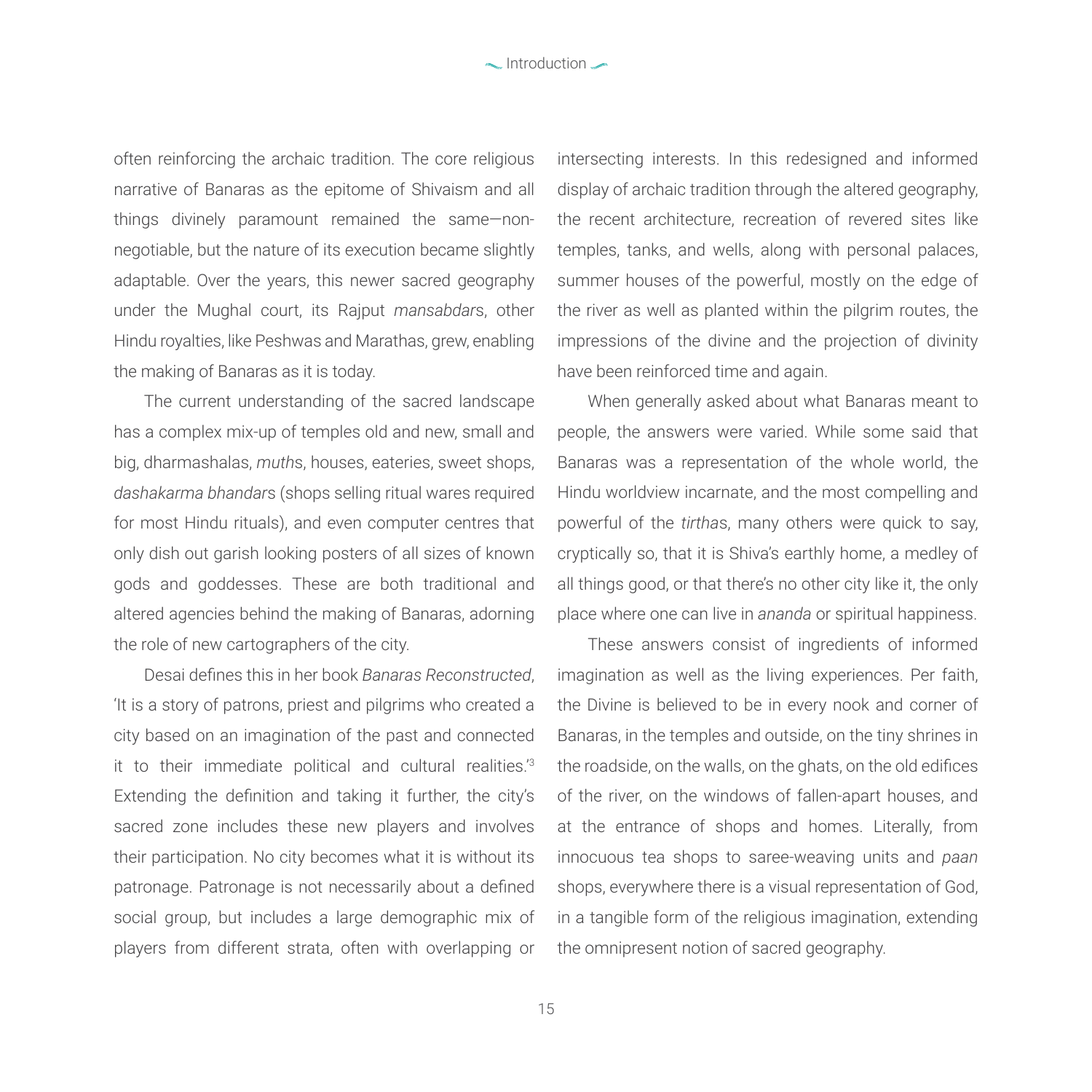often reinforcing the archaic tradition. The core religious narrative of Banaras as the epitome of Shivaism and all things divinely paramount remained the same—non-negotiable, but the nature of its execution became slightly adaptable. Over the years, this newer sacred geography under the Mughal court, its Rajput *mansabdar*s, other Hindu royalties, like Peshwas and Marathas, grew, enabling the making of Banaras as it is today.

The current understanding of the sacred landscape has a complex mix-up of temples old and new, small and big, dharmashalas, *muth*s, houses, eateries, sweet shops, *dashakarma bhandar*s (shops selling ritual wares required for most Hindu rituals), and even computer centres that only dish out garish looking posters of all sizes of known gods and goddesses. These are both traditional and altered agencies behind the making of Banaras, adorning the role of new cartographers of the city.

Desai defines this in her book *Banaras Reconstructed*, 'It is a story of patrons, priest and pilgrims who created a city based on an imagination of the past and connected it to their immediate political and cultural realities.'[3] Extending the definition and taking it further, the city's sacred zone includes these new players and involves their participation. No city becomes what it is without its patronage. Patronage is not necessarily about a defined social group, but includes a large demographic mix of players from different strata, often with overlapping or intersecting interests. In this redesigned and informed display of archaic tradition through the altered geography, the recent architecture, recreation of revered sites like temples, tanks, and wells, along with personal palaces, summer houses of the powerful, mostly on the edge of the river as well as planted within the pilgrim routes, the impressions of the divine and the projection of divinity have been reinforced time and again.

When generally asked about what Banaras meant to people, the answers were varied. While some said that Banaras was a representation of the whole world, the Hindu worldview incarnate, and the most compelling and powerful of the *tirtha*s, many others were quick to say, cryptically so, that it is Shiva's earthly home, a medley of all things good, or that there's no other city like it, the only place where one can live in *ananda* or spiritual happiness.

These answers consist of ingredients of informed imagination as well as the living experiences. Per faith, the Divine is believed to be in every nook and corner of Banaras, in the temples and outside, on the tiny shrines in the roadside, on the walls, on the ghats, on the old edifices of the river, on the windows of fallen-apart houses, and at the entrance of shops and homes. Literally, from innocuous tea shops to saree-weaving units and *paan* shops, everywhere there is a visual representation of God, in a tangible form of the religious imagination, extending the omnipresent notion of sacred geography.